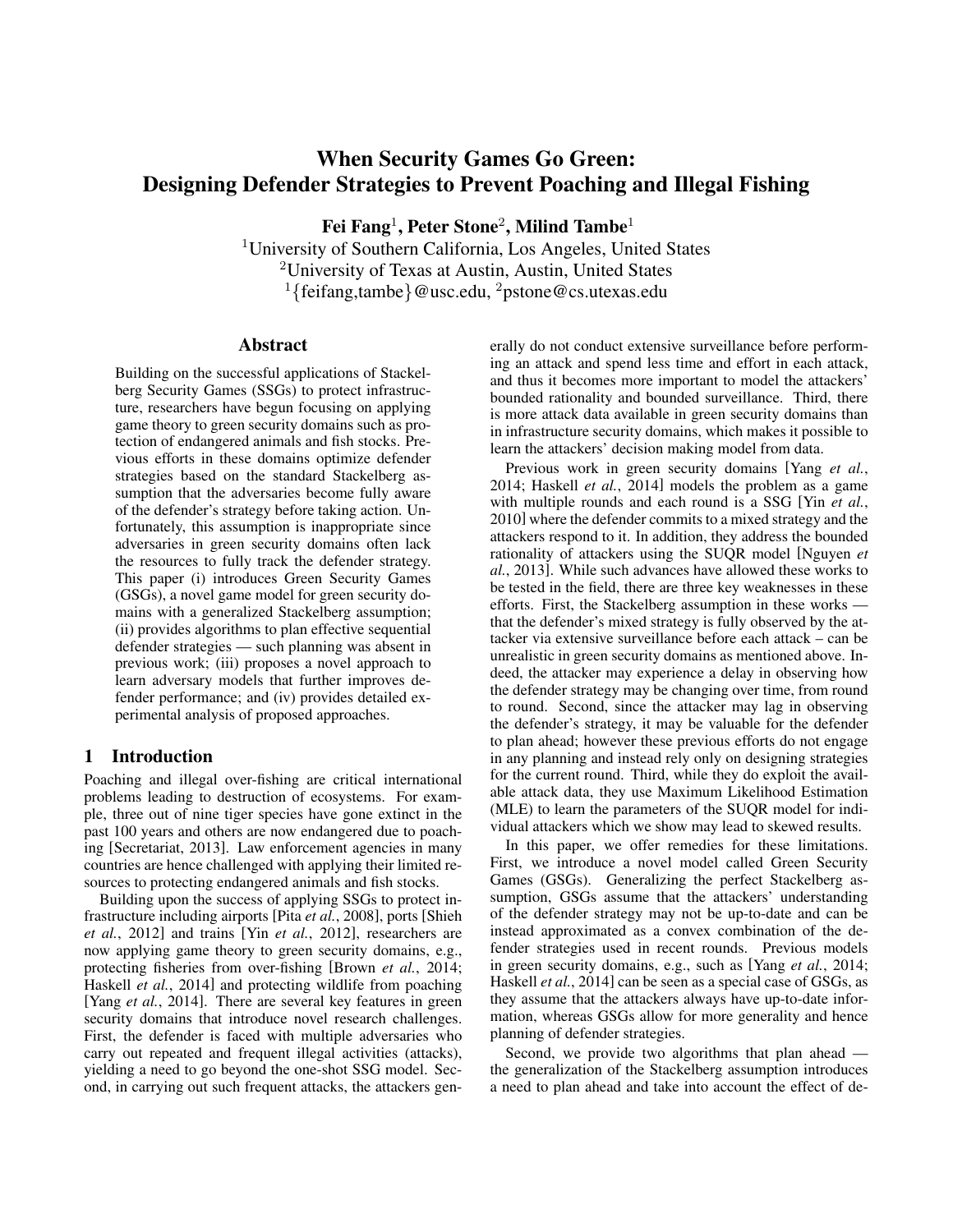# When Security Games Go Green: Designing Defender Strategies to Prevent Poaching and Illegal Fishing

**Fei Fang[1], Peter Stone[2], Milind Tambe[1]**

[1]University of Southern California, Los Angeles, United States
[2]University of Texas at Austin, Austin, United States
[1]{feifang,tambe}@usc.edu, [2]pstone@cs.utexas.edu

## Abstract

Building on the successful applications of Stackelberg Security Games (SSGs) to protect infrastructure, researchers have begun focusing on applying game theory to green security domains such as protection of endangered animals and fish stocks. Previous efforts in these domains optimize defender strategies based on the standard Stackelberg assumption that the adversaries become fully aware of the defender's strategy before taking action. Unfortunately, this assumption is inappropriate since adversaries in green security domains often lack the resources to fully track the defender strategy. This paper (i) introduces Green Security Games (GSGs), a novel game model for green security domains with a generalized Stackelberg assumption; (ii) provides algorithms to plan effective sequential defender strategies — such planning was absent in previous work; (iii) proposes a novel approach to learn adversary models that further improves defender performance; and (iv) provides detailed experimental analysis of proposed approaches.

## 1 Introduction

Poaching and illegal over-fishing are critical international problems leading to destruction of ecosystems. For example, three out of nine tiger species have gone extinct in the past 100 years and others are now endangered due to poaching [Secretariat, 2013]. Law enforcement agencies in many countries are hence challenged with applying their limited resources to protecting endangered animals and fish stocks.

Building upon the success of applying SSGs to protect infrastructure including airports [Pita *et al.*, 2008], ports [Shieh *et al.*, 2012] and trains [Yin *et al.*, 2012], researchers are now applying game theory to green security domains, e.g., protecting fisheries from over-fishing [Brown *et al.*, 2014; Haskell *et al.*, 2014] and protecting wildlife from poaching [Yang *et al.*, 2014]. There are several key features in green security domains that introduce novel research challenges. First, the defender is faced with multiple adversaries who carry out repeated and frequent illegal activities (attacks), yielding a need to go beyond the one-shot SSG model. Second, in carrying out such frequent attacks, the attackers generally do not conduct extensive surveillance before performing an attack and spend less time and effort in each attack, and thus it becomes more important to model the attackers' bounded rationality and bounded surveillance. Third, there is more attack data available in green security domains than in infrastructure security domains, which makes it possible to learn the attackers' decision making model from data.

Previous work in green security domains [Yang *et al.*, 2014; Haskell *et al.*, 2014] models the problem as a game with multiple rounds and each round is a SSG [Yin *et al.*, 2010] where the defender commits to a mixed strategy and the attackers respond to it. In addition, they address the bounded rationality of attackers using the SUQR model [Nguyen *et al.*, 2013]. While such advances have allowed these works to be tested in the field, there are three key weaknesses in these efforts. First, the Stackelberg assumption in these works — that the defender's mixed strategy is fully observed by the attacker via extensive surveillance before each attack – can be unrealistic in green security domains as mentioned above. Indeed, the attacker may experience a delay in observing how the defender strategy may be changing over time, from round to round. Second, since the attacker may lag in observing the defender's strategy, it may be valuable for the defender to plan ahead; however these previous efforts do not engage in any planning and instead rely only on designing strategies for the current round. Third, while they do exploit the available attack data, they use Maximum Likelihood Estimation (MLE) to learn the parameters of the SUQR model for individual attackers which we show may lead to skewed results.

In this paper, we offer remedies for these limitations. First, we introduce a novel model called Green Security Games (GSGs). Generalizing the perfect Stackelberg assumption, GSGs assume that the attackers' understanding of the defender strategy may not be up-to-date and can be instead approximated as a convex combination of the defender strategies used in recent rounds. Previous models in green security domains, e.g., such as [Yang *et al.*, 2014; Haskell *et al.*, 2014] can be seen as a special case of GSGs, as they assume that the attackers always have up-to-date information, whereas GSGs allow for more generality and hence planning of defender strategies.

Second, we provide two algorithms that plan ahead — the generalization of the Stackelberg assumption introduces a need to plan ahead and take into account the effect of de-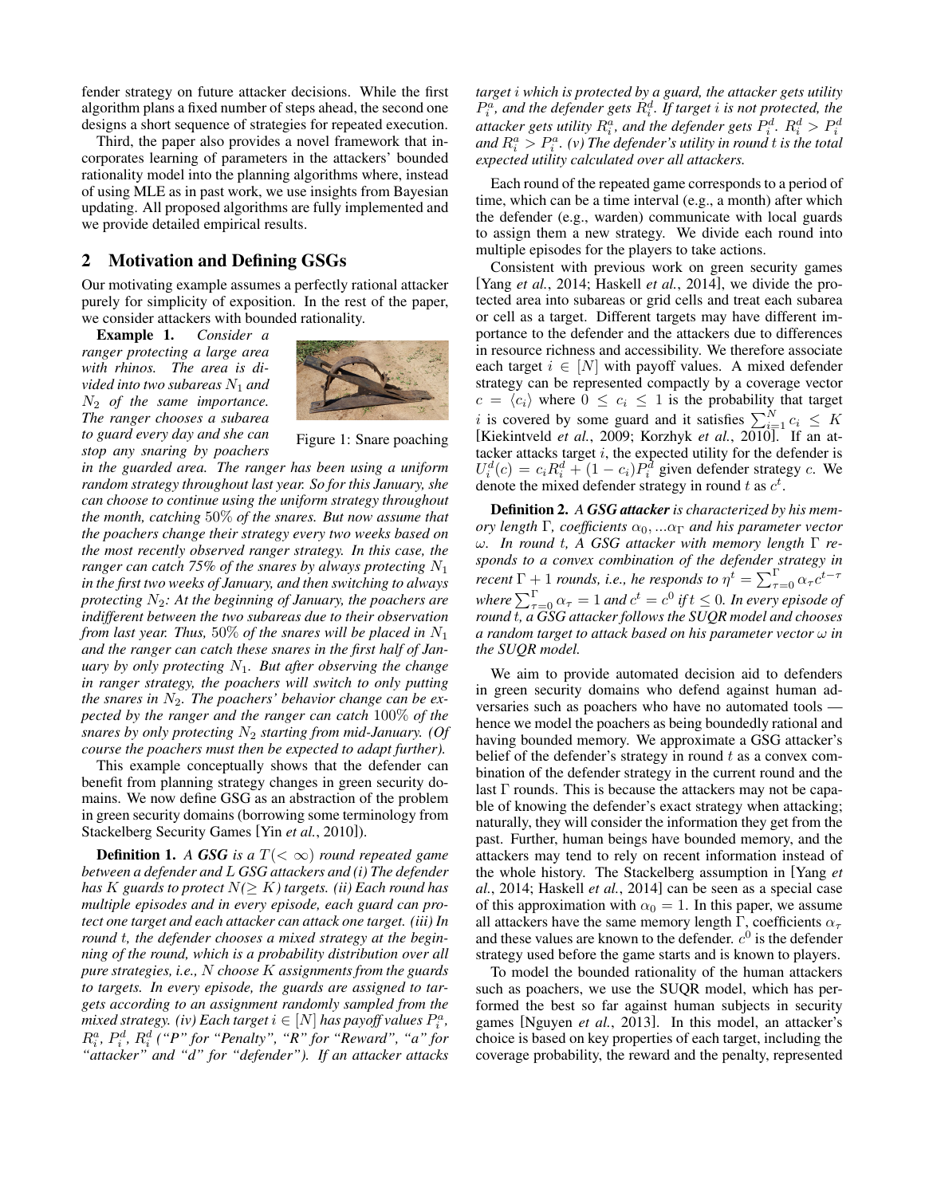fender strategy on future attacker decisions. While the first algorithm plans a fixed number of steps ahead, the second one designs a short sequence of strategies for repeated execution.

Third, the paper also provides a novel framework that incorporates learning of parameters in the attackers' bounded rationality model into the planning algorithms where, instead of using MLE as in past work, we use insights from Bayesian updating. All proposed algorithms are fully implemented and we provide detailed empirical results.

## 2 Motivation and Defining GSGs

Our motivating example assumes a perfectly rational attacker purely for simplicity of exposition. In the rest of the paper, we consider attackers with bounded rationality.

**Example 1.** *Consider a ranger protecting a large area with rhinos. The area is divided into two subareas $N_1$ and $N_2$ of the same importance. The ranger chooses a subarea to guard every day and she can stop any snaring by poachers in the guarded area. The ranger has been using a uniform random strategy throughout last year. So for this January, she can choose to continue using the uniform strategy throughout the month, catching 50% of the snares. But now assume that the poachers change their strategy every two weeks based on the most recently observed ranger strategy. In this case, the ranger can catch 75% of the snares by always protecting $N_1$ in the first two weeks of January, and then switching to always protecting $N_2$: At the beginning of January, the poachers are indifferent between the two subareas due to their observation from last year. Thus, 50% of the snares will be placed in $N_1$ and the ranger can catch these snares in the first half of January by only protecting $N_1$. But after observing the change in ranger strategy, the poachers will switch to only putting the snares in $N_2$. The poachers' behavior change can be expected by the ranger and the ranger can catch 100% of the snares by only protecting $N_2$ starting from mid-January. (Of course the poachers must then be expected to adapt further).*

Figure 1: Snare poaching

This example conceptually shows that the defender can benefit from planning strategy changes in green security domains. We now define GSG as an abstraction of the problem in green security domains (borrowing some terminology from Stackelberg Security Games [Yin *et al.*, 2010]).

**Definition 1.** *A **GSG** is a $T(< \infty)$ round repeated game between a defender and $L$ GSG attackers and (i) The defender has $K$ guards to protect $N(\geq K)$ targets. (ii) Each round has multiple episodes and in every episode, each guard can protect one target and each attacker can attack one target. (iii) In round $t$, the defender chooses a mixed strategy at the beginning of the round, which is a probability distribution over all pure strategies, i.e., $N$ choose $K$ assignments from the guards to targets. In every episode, the guards are assigned to targets according to an assignment randomly sampled from the mixed strategy. (iv) Each target $i \in [N]$ has payoff values $P_i^a$, $R_i^a$, $P_i^d$, $R_i^d$ ("P" for "Penalty", "R" for "Reward", "a" for "attacker" and "d" for "defender"). If an attacker attacks target $i$ which is protected by a guard, the attacker gets utility $P_i^a$, and the defender gets $R_i^d$. If target $i$ is not protected, the attacker gets utility $R_i^a$, and the defender gets $P_i^d$. $R_i^d > P_i^d$ and $R_i^a > P_i^a$. (v) The defender's utility in round $t$ is the total expected utility calculated over all attackers.*

Each round of the repeated game corresponds to a period of time, which can be a time interval (e.g., a month) after which the defender (e.g., warden) communicate with local guards to assign them a new strategy. We divide each round into multiple episodes for the players to take actions.

Consistent with previous work on green security games [Yang *et al.*, 2014; Haskell *et al.*, 2014], we divide the protected area into subareas or grid cells and treat each subarea or cell as a target. Different targets may have different importance to the defender and the attackers due to differences in resource richness and accessibility. We therefore associate each target $i \in [N]$ with payoff values. A mixed defender strategy can be represented compactly by a coverage vector $c = \langle c_i \rangle$ where $0 \leq c_i \leq 1$ is the probability that target $i$ is covered by some guard and it satisfies $\sum_{i=1}^{N} c_i \leq K$ [Kiekintveld *et al.*, 2009; Korzhyk *et al.*, 2010]. If an attacker attacks target $i$, the expected utility for the defender is $U_i^d(c) = c_i R_i^d + (1 - c_i) P_i^d$ given defender strategy $c$. We denote the mixed defender strategy in round $t$ as $c^t$.

**Definition 2.** *A **GSG attacker** is characterized by his memory length $\Gamma$, coefficients $\alpha_0, ...\alpha_\Gamma$ and his parameter vector $\omega$. In round $t$, A GSG attacker with memory length $\Gamma$ responds to a convex combination of the defender strategy in recent $\Gamma + 1$ rounds, i.e., he responds to $\eta^t = \sum_{\tau=0}^{\Gamma} \alpha_\tau c^{t-\tau}$ where $\sum_{\tau=0}^{\Gamma} \alpha_\tau = 1$ and $c^t = c^0$ if $t \leq 0$. In every episode of round $t$, a GSG attacker follows the SUQR model and chooses a random target to attack based on his parameter vector $\omega$ in the SUQR model.*

We aim to provide automated decision aid to defenders in green security domains who defend against human adversaries such as poachers who have no automated tools — hence we model the poachers as being boundedly rational and having bounded memory. We approximate a GSG attacker's belief of the defender's strategy in round $t$ as a convex combination of the defender strategy in the current round and the last $\Gamma$ rounds. This is because the attackers may not be capable of knowing the defender's exact strategy when attacking; naturally, they will consider the information they get from the past. Further, human beings have bounded memory, and the attackers may tend to rely on recent information instead of the whole history. The Stackelberg assumption in [Yang *et al.*, 2014; Haskell *et al.*, 2014] can be seen as a special case of this approximation with $\alpha_0 = 1$. In this paper, we assume all attackers have the same memory length $\Gamma$, coefficients $\alpha_\tau$ and these values are known to the defender. $c^0$ is the defender strategy used before the game starts and is known to players.

To model the bounded rationality of the human attackers such as poachers, we use the SUQR model, which has performed the best so far against human subjects in security games [Nguyen *et al.*, 2013]. In this model, an attacker's choice is based on key properties of each target, including the coverage probability, the reward and the penalty, represented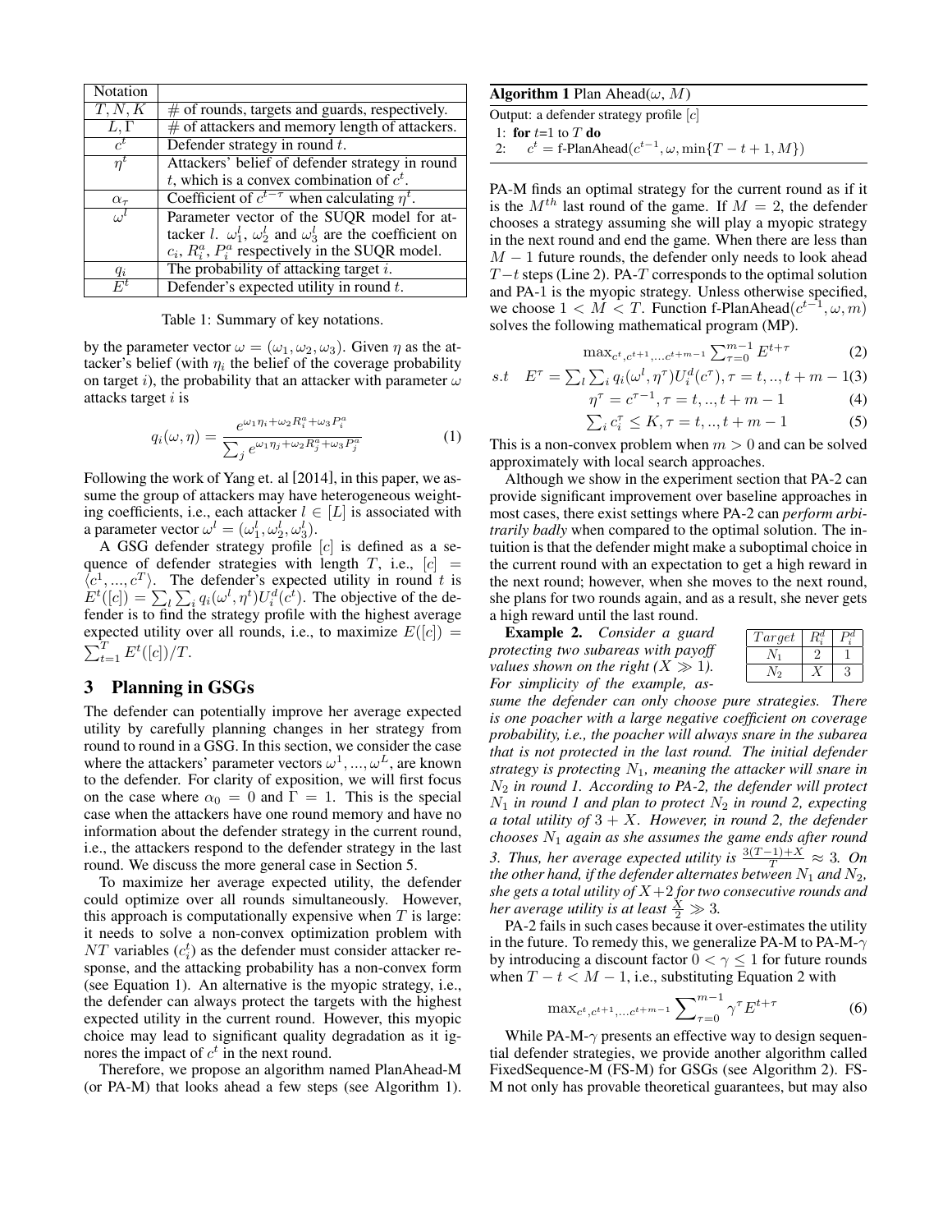| Notation | |
|---|---|
| $T, N, K$ | # of rounds, targets and guards, respectively. |
| $L, \Gamma$ | # of attackers and memory length of attackers. |
| $c^t$ | Defender strategy in round $t$. |
| $\eta^t$ | Attackers' belief of defender strategy in round $t$, which is a convex combination of $c^t$. |
| $\alpha_\tau$ | Coefficient of $c^{t-\tau}$ when calculating $\eta^t$. |
| $\omega^l$ | Parameter vector of the SUQR model for attacker $l$. $\omega_1^l$, $\omega_2^l$ and $\omega_3^l$ are the coefficient on $c_i, R_i^a, P_i^a$ respectively in the SUQR model. |
| $q_i$ | The probability of attacking target $i$. |
| $E^t$ | Defender's expected utility in round $t$. |

Table 1: Summary of key notations.

by the parameter vector $\omega = (\omega_1, \omega_2, \omega_3)$. Given $\eta$ as the attacker's belief (with $\eta_i$ the belief of the coverage probability on target $i$), the probability that an attacker with parameter $\omega$ attacks target $i$ is

$$q_i(\omega, \eta) = \frac{e^{\omega_1 \eta_i + \omega_2 R_i^a + \omega_3 P_i^a}}{\sum_j e^{\omega_1 \eta_j + \omega_2 R_j^a + \omega_3 P_j^a}} \quad (1)$$

Following the work of Yang et. al [2014], in this paper, we assume the group of attackers may have heterogeneous weighting coefficients, i.e., each attacker $l \in [L]$ is associated with a parameter vector $\omega^l = (\omega_1^l, \omega_2^l, \omega_3^l)$.

A GSG defender strategy profile $[c]$ is defined as a sequence of defender strategies with length $T$, i.e., $[c] = \langle c^1, ..., c^T \rangle$. The defender's expected utility in round $t$ is $E^t([c]) = \sum_l \sum_i q_i(\omega^l, \eta^t) U_i^d(c^t)$. The objective of the defender is to find the strategy profile with the highest average expected utility over all rounds, i.e., to maximize $E([c]) = \sum_{t=1}^{T} E^t([c])/T$.

## 3 Planning in GSGs

The defender can potentially improve her average expected utility by carefully planning changes in her strategy from round to round in a GSG. In this section, we consider the case where the attackers' parameter vectors $\omega^1, ..., \omega^L$, are known to the defender. For clarity of exposition, we will first focus on the case where $\alpha_0 = 0$ and $\Gamma = 1$. This is the special case when the attackers have one round memory and have no information about the defender strategy in the current round, i.e., the attackers respond to the defender strategy in the last round. We discuss the more general case in Section 5.

To maximize her average expected utility, the defender could optimize over all rounds simultaneously. However, this approach is computationally expensive when $T$ is large: it needs to solve a non-convex optimization problem with $NT$ variables ($c_i^t$) as the defender must consider attacker response, and the attacking probability has a non-convex form (see Equation 1). An alternative is the myopic strategy, i.e., the defender can always protect the targets with the highest expected utility in the current round. However, this myopic choice may lead to significant quality degradation as it ignores the impact of $c^t$ in the next round.

Therefore, we propose an algorithm named PlanAhead-M (or PA-M) that looks ahead a few steps (see Algorithm 1).

**Algorithm 1** Plan Ahead($\omega$, $M$)

```
Output: a defender strategy profile [c]
1: for t=1 to T do
2:     c^t = f-PlanAhead(c^{t-1}, ω, min{T - t + 1, M})
```

PA-M finds an optimal strategy for the current round as if it is the $M^{th}$ last round of the game. If $M = 2$, the defender chooses a strategy assuming she will play a myopic strategy in the next round and end the game. When there are less than $M - 1$ future rounds, the defender only needs to look ahead $T - t$ steps (Line 2). PA-$T$ corresponds to the optimal solution and PA-1 is the myopic strategy. Unless otherwise specified, we choose $1 < M < T$. Function f-PlanAhead($c^{t-1}, \omega, m$) solves the following mathematical program (MP).

$$\max_{c^t, c^{t+1}, ... c^{t+m-1}} \sum_{\tau=0}^{m-1} E^{t+\tau} \quad (2)$$

$$s.t \quad E^\tau = \sum_l \sum_i q_i(\omega^l, \eta^\tau) U_i^d(c^\tau), \tau = t, .., t+m-1 \quad (3)$$

$$\eta^\tau = c^{\tau-1}, \tau = t, .., t+m-1 \quad (4)$$

$$\sum_i c_i^\tau \leq K, \tau = t, .., t+m-1 \quad (5)$$

This is a non-convex problem when $m > 0$ and can be solved approximately with local search approaches.

Although we show in the experiment section that PA-2 can provide significant improvement over baseline approaches in most cases, there exist settings where PA-2 can *perform arbitrarily badly* when compared to the optimal solution. The intuition is that the defender might make a suboptimal choice in the current round with an expectation to get a high reward in the next round; however, when she moves to the next round, she plans for two rounds again, and as a result, she never gets a high reward until the last round.

| $Target$ | $R_i^d$ | $P_i^d$ |
|---|---|---|
| $N_1$ | 2 | 1 |
| $N_2$ | $X$ | 3 |

**Example 2.** *Consider a guard protecting two subareas with payoff values shown on the right ($X \gg 1$). For simplicity of the example, assume the defender can only choose pure strategies. There is one poacher with a large negative coefficient on coverage probability, i.e., the poacher will always snare in the subarea that is not protected in the last round. The initial defender strategy is protecting $N_1$, meaning the attacker will snare in $N_2$ in round 1. According to PA-2, the defender will protect $N_1$ in round 1 and plan to protect $N_2$ in round 2, expecting a total utility of $3 + X$. However, in round 2, the defender chooses $N_1$ again as she assumes the game ends after round 3. Thus, her average expected utility is $\frac{3(T-1)+X}{T} \approx 3$. On the other hand, if the defender alternates between $N_1$ and $N_2$, she gets a total utility of $X+2$ for two consecutive rounds and her average utility is at least $\frac{X}{2} \gg 3$.*

PA-2 fails in such cases because it over-estimates the utility in the future. To remedy this, we generalize PA-M to PA-M-$\gamma$ by introducing a discount factor $0 < \gamma \leq 1$ for future rounds when $T - t < M - 1$, i.e., substituting Equation 2 with

$$\max_{c^t, c^{t+1}, ... c^{t+m-1}} \sum_{\tau=0}^{m-1} \gamma^\tau E^{t+\tau} \quad (6)$$

While PA-M-$\gamma$ presents an effective way to design sequential defender strategies, we provide another algorithm called FixedSequence-M (FS-M) for GSGs (see Algorithm 2). FS-M not only has provable theoretical guarantees, but may also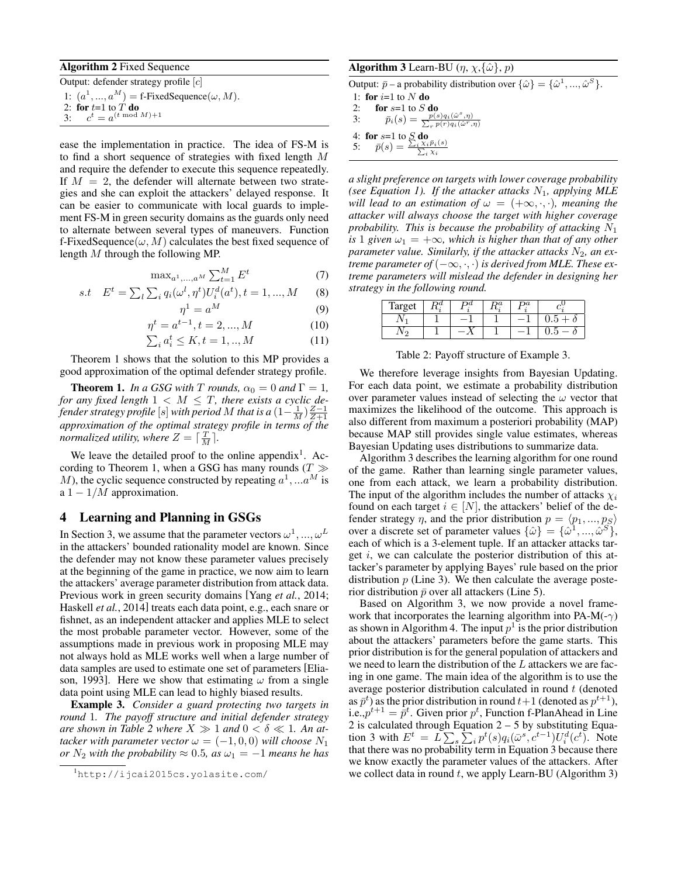**Algorithm 2** Fixed Sequence

Output: defender strategy profile $[c]$

1: $(a^1, ..., a^M) = \text{f-FixedSequence}(\omega, M)$.
2: **for** $t$=1 to $T$ **do**
3: $\quad c^t = a^{(t \bmod M)+1}$

ease the implementation in practice. The idea of FS-M is to find a short sequence of strategies with fixed length $M$ and require the defender to execute this sequence repeatedly. If $M = 2$, the defender will alternate between two strategies and she can exploit the attackers' delayed response. It can be easier to communicate with local guards to implement FS-M in green security domains as the guards only need to alternate between several types of maneuvers. Function f-FixedSequence$(\omega, M)$ calculates the best fixed sequence of length $M$ through the following MP.

$$\max_{a^1,...,a^M} \sum_{t=1}^{M} E^t \tag{7}$$

$$s.t \quad E^t = \sum_l \sum_i q_i(\omega^l, \eta^t) U_i^d(a^t), t = 1, ..., M \tag{8}$$

$$\eta^1 = a^M \tag{9}$$

$$\eta^t = a^{t-1}, t = 2, ..., M \tag{10}$$

$$\sum_i a_i^t \leq K, t = 1, .., M \tag{11}$$

Theorem 1 shows that the solution to this MP provides a good approximation of the optimal defender strategy profile.

**Theorem 1.** *In a GSG with $T$ rounds, $\alpha_0 = 0$ and $\Gamma = 1$, for any fixed length $1 < M \leq T$, there exists a cyclic defender strategy profile $[s]$ with period $M$ that is a $(1-\frac{1}{M})\frac{Z-1}{Z+1}$ approximation of the optimal strategy profile in terms of the normalized utility, where $Z = \lceil \frac{T}{M} \rceil$.*

We leave the detailed proof to the online appendix[1]. According to Theorem 1, when a GSG has many rounds ($T \gg M$), the cyclic sequence constructed by repeating $a^1, ...a^M$ is a $1 - 1/M$ approximation.

## 4 Learning and Planning in GSGs

In Section 3, we assume that the parameter vectors $\omega^1, ..., \omega^L$ in the attackers' bounded rationality model are known. Since the defender may not know these parameter values precisely at the beginning of the game in practice, we now aim to learn the attackers' average parameter distribution from attack data. Previous work in green security domains [Yang *et al.*, 2014; Haskell *et al.*, 2014] treats each data point, e.g., each snare or fishnet, as an independent attacker and applies MLE to select the most probable parameter vector. However, some of the assumptions made in previous work in proposing MLE may not always hold as MLE works well when a large number of data samples are used to estimate one set of parameters [Eliason, 1993]. Here we show that estimating $\omega$ from a single data point using MLE can lead to highly biased results.

**Example 3.** *Consider a guard protecting two targets in round 1. The payoff structure and initial defender strategy are shown in Table 2 where $X \gg 1$ and $0 < \delta \ll 1$. An attacker with parameter vector $\omega = (-1, 0, 0)$ will choose $N_1$ or $N_2$ with the probability $\approx 0.5$, as $\omega_1 = -1$ means he has a slight preference on targets with lower coverage probability (see Equation 1). If the attacker attacks $N_1$, applying MLE will lead to an estimation of $\omega = (+\infty, \cdot, \cdot)$, meaning the attacker will always choose the target with higher coverage probability. This is because the probability of attacking $N_1$ is 1 given $\omega_1 = +\infty$, which is higher than that of any other parameter value. Similarly, if the attacker attacks $N_2$, an extreme parameter of $(-\infty, \cdot, \cdot)$ is derived from MLE. These extreme parameters will mislead the defender in designing her strategy in the following round.*

| Target | $R_i^d$ | $P_i^d$ | $R_i^a$ | $P_i^a$ | $c_i^0$ |
|---|---|---|---|---|---|
| $N_1$ | 1 | $-1$ | 1 | $-1$ | $0.5 + \delta$ |
| $N_2$ | 1 | $-X$ | 1 | $-1$ | $0.5 - \delta$ |

Table 2: Payoff structure of Example 3.

We therefore leverage insights from Bayesian Updating. For each data point, we estimate a probability distribution over parameter values instead of selecting the $\omega$ vector that maximizes the likelihood of the outcome. This approach is also different from maximum a posteriori probability (MAP) because MAP still provides single value estimates, whereas Bayesian Updating uses distributions to summarize data.

**Algorithm 3** Learn-BU ($\eta$, $\chi$,$\{\hat{\omega}\}$, $p$)

Output: $\bar{p}$ – a probability distribution over $\{\hat{\omega}\} = \{\hat{\omega}^1, ..., \hat{\omega}^S\}$.

1: **for** $i$=1 to $N$ **do**
2: $\quad$ **for** $s$=1 to $S$ **do**
3: $\quad\quad \bar{p}_i(s) = \frac{p(s)q_i(\hat{\omega}^s,\eta)}{\sum_r p(r)q_i(\hat{\omega}^r,\eta)}$
4: **for** $s$=1 to $S$ **do**
5: $\quad \bar{p}(s) = \frac{\sum_i \chi_i \bar{p}_i(s)}{\sum_i \chi_i}$

Algorithm 3 describes the learning algorithm for one round of the game. Rather than learning single parameter values, one from each attack, we learn a probability distribution. The input of the algorithm includes the number of attacks $\chi_i$ found on each target $i \in [N]$, the attackers' belief of the defender strategy $\eta$, and the prior distribution $p = \langle p_1, ..., p_S \rangle$ over a discrete set of parameter values $\{\hat{\omega}\} = \{\hat{\omega}^1, ..., \hat{\omega}^S\}$, each of which is a 3-element tuple. If an attacker attacks target $i$, we can calculate the posterior distribution of this attacker's parameter by applying Bayes' rule based on the prior distribution $p$ (Line 3). We then calculate the average posterior distribution $\bar{p}$ over all attackers (Line 5).

Based on Algorithm 3, we now provide a novel framework that incorporates the learning algorithm into PA-M(-$\gamma$) as shown in Algorithm 4. The input $p^1$ is the prior distribution about the attackers' parameters before the game starts. This prior distribution is for the general population of attackers and we need to learn the distribution of the $L$ attackers we are facing in one game. The main idea of the algorithm is to use the average posterior distribution calculated in round $t$ (denoted as $\bar{p}^t$) as the prior distribution in round $t+1$ (denoted as $p^{t+1}$), i.e.,$p^{t+1} = \bar{p}^t$. Given prior $p^t$, Function f-PlanAhead in Line 2 is calculated through Equation 2 – 5 by substituting Equation 3 with $E^t = L \sum_s \sum_i p^t(s) q_i(\bar{\omega}^s, c^{t-1}) U_i^d(c^t)$. Note that there was no probability term in Equation 3 because there we know exactly the parameter values of the attackers. After we collect data in round $t$, we apply Learn-BU (Algorithm 3)

[1] http://ijcai2015cs.yolasite.com/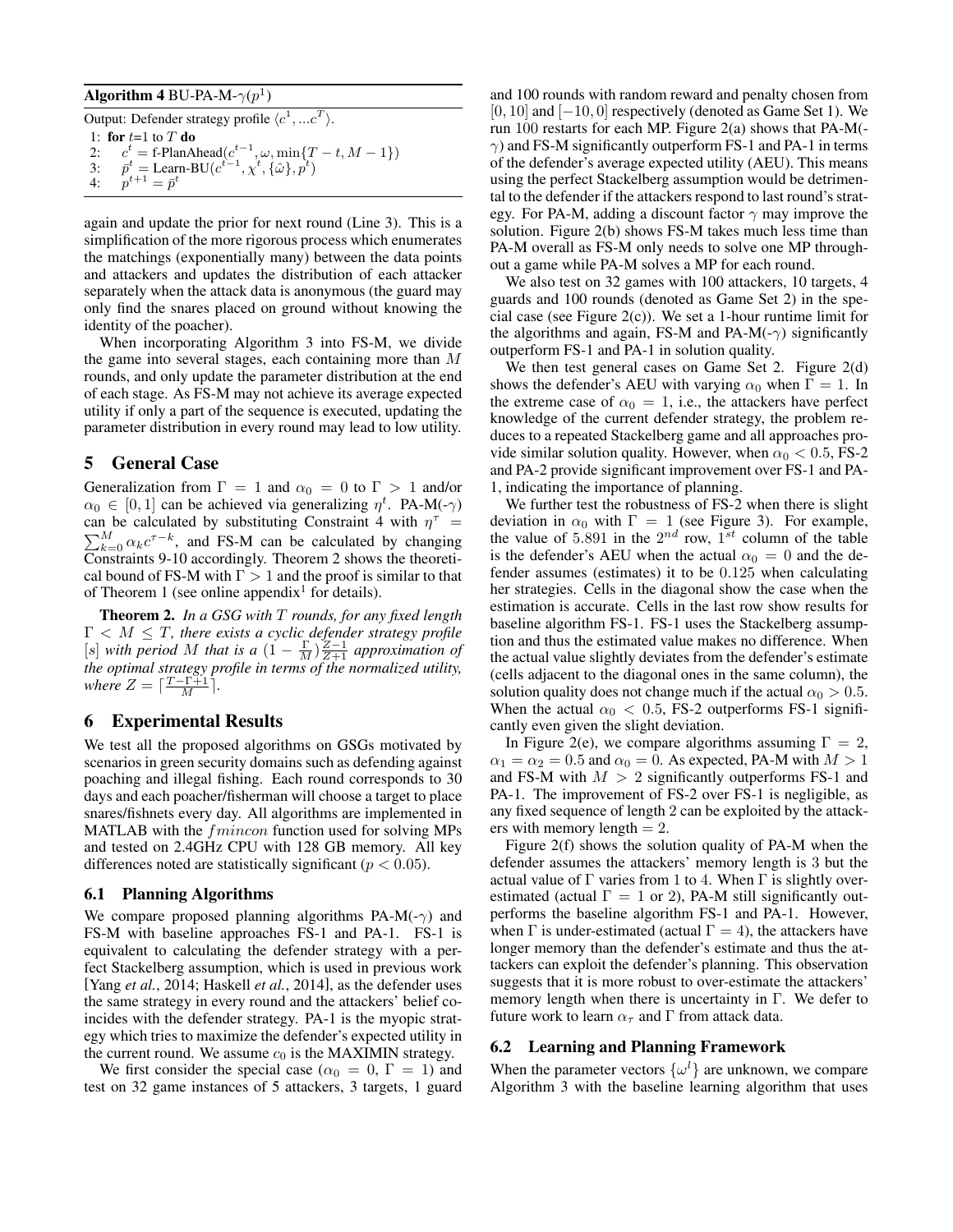**Algorithm 4** BU-PA-M-$\gamma(p^1)$

Output: Defender strategy profile $\langle c^1, ...c^T \rangle$.

1: **for** $t$=1 to $T$ **do**
2: $\quad c^t$ = f-PlanAhead($c^{t-1}, \omega, \min\{T-t, M-1\}$)
3: $\quad \bar{p}^t$ = Learn-BU($c^{t-1}, \chi^t, \{\hat{\omega}\}, p^t$)
4: $\quad p^{t+1} = \bar{p}^t$

again and update the prior for next round (Line 3). This is a simplification of the more rigorous process which enumerates the matchings (exponentially many) between the data points and attackers and updates the distribution of each attacker separately when the attack data is anonymous (the guard may only find the snares placed on ground without knowing the identity of the poacher).

When incorporating Algorithm 3 into FS-M, we divide the game into several stages, each containing more than $M$ rounds, and only update the parameter distribution at the end of each stage. As FS-M may not achieve its average expected utility if only a part of the sequence is executed, updating the parameter distribution in every round may lead to low utility.

# 5 General Case

Generalization from $\Gamma = 1$ and $\alpha_0 = 0$ to $\Gamma > 1$ and/or $\alpha_0 \in [0, 1]$ can be achieved via generalizing $\eta^t$. PA-M(-$\gamma$) can be calculated by substituting Constraint 4 with $\eta^\tau = \sum_{k=0}^{M} \alpha_k c^{\tau-k}$, and FS-M can be calculated by changing Constraints 9-10 accordingly. Theorem 2 shows the theoretical bound of FS-M with $\Gamma > 1$ and the proof is similar to that of Theorem 1 (see online appendix[1] for details).

**Theorem 2.** *In a GSG with $T$ rounds, for any fixed length $\Gamma < M \leq T$, there exists a cyclic defender strategy profile $[s]$ with period $M$ that is a $(1 - \frac{\Gamma}{M})\frac{Z-1}{Z+1}$ approximation of the optimal strategy profile in terms of the normalized utility, where $Z = \lceil \frac{T-\Gamma+1}{M} \rceil$.*

# 6 Experimental Results

We test all the proposed algorithms on GSGs motivated by scenarios in green security domains such as defending against poaching and illegal fishing. Each round corresponds to 30 days and each poacher/fisherman will choose a target to place snares/fishnets every day. All algorithms are implemented in MATLAB with the $fmincon$ function used for solving MPs and tested on 2.4GHz CPU with 128 GB memory. All key differences noted are statistically significant ($p < 0.05$).

## 6.1 Planning Algorithms

We compare proposed planning algorithms PA-M(-$\gamma$) and FS-M with baseline approaches FS-1 and PA-1. FS-1 is equivalent to calculating the defender strategy with a perfect Stackelberg assumption, which is used in previous work [Yang *et al.*, 2014; Haskell *et al.*, 2014], as the defender uses the same strategy in every round and the attackers' belief coincides with the defender strategy. PA-1 is the myopic strategy which tries to maximize the defender's expected utility in the current round. We assume $c_0$ is the MAXIMIN strategy.

We first consider the special case ($\alpha_0 = 0$, $\Gamma = 1$) and test on 32 game instances of 5 attackers, 3 targets, 1 guard and 100 rounds with random reward and penalty chosen from $[0, 10]$ and $[-10, 0]$ respectively (denoted as Game Set 1). We run 100 restarts for each MP. Figure 2(a) shows that PA-M(-$\gamma$) and FS-M significantly outperform FS-1 and PA-1 in terms of the defender's average expected utility (AEU). This means using the perfect Stackelberg assumption would be detrimental to the defender if the attackers respond to last round's strategy. For PA-M, adding a discount factor $\gamma$ may improve the solution. Figure 2(b) shows FS-M takes much less time than PA-M overall as FS-M only needs to solve one MP throughout a game while PA-M solves a MP for each round.

We also test on 32 games with 100 attackers, 10 targets, 4 guards and 100 rounds (denoted as Game Set 2) in the special case (see Figure 2(c)). We set a 1-hour runtime limit for the algorithms and again, FS-M and PA-M(-$\gamma$) significantly outperform FS-1 and PA-1 in solution quality.

We then test general cases on Game Set 2. Figure 2(d) shows the defender's AEU with varying $\alpha_0$ when $\Gamma = 1$. In the extreme case of $\alpha_0 = 1$, i.e., the attackers have perfect knowledge of the current defender strategy, the problem reduces to a repeated Stackelberg game and all approaches provide similar solution quality. However, when $\alpha_0 < 0.5$, FS-2 and PA-2 provide significant improvement over FS-1 and PA-1, indicating the importance of planning.

We further test the robustness of FS-2 when there is slight deviation in $\alpha_0$ with $\Gamma = 1$ (see Figure 3). For example, the value of 5.891 in the $2^{nd}$ row, $1^{st}$ column of the table is the defender's AEU when the actual $\alpha_0 = 0$ and the defender assumes (estimates) it to be 0.125 when calculating her strategies. Cells in the diagonal show the case when the estimation is accurate. Cells in the last row show results for baseline algorithm FS-1. FS-1 uses the Stackelberg assumption and thus the estimated value makes no difference. When the actual value slightly deviates from the defender's estimate (cells adjacent to the diagonal ones in the same column), the solution quality does not change much if the actual $\alpha_0 > 0.5$. When the actual $\alpha_0 < 0.5$, FS-2 outperforms FS-1 significantly even given the slight deviation.

In Figure 2(e), we compare algorithms assuming $\Gamma = 2$, $\alpha_1 = \alpha_2 = 0.5$ and $\alpha_0 = 0$. As expected, PA-M with $M > 1$ and FS-M with $M > 2$ significantly outperforms FS-1 and PA-1. The improvement of FS-2 over FS-1 is negligible, as any fixed sequence of length 2 can be exploited by the attackers with memory length = 2.

Figure 2(f) shows the solution quality of PA-M when the defender assumes the attackers' memory length is 3 but the actual value of $\Gamma$ varies from 1 to 4. When $\Gamma$ is slightly overestimated (actual $\Gamma = 1$ or 2), PA-M still significantly outperforms the baseline algorithm FS-1 and PA-1. However, when $\Gamma$ is under-estimated (actual $\Gamma = 4$), the attackers have longer memory than the defender's estimate and thus the attackers can exploit the defender's planning. This observation suggests that it is more robust to over-estimate the attackers' memory length when there is uncertainty in $\Gamma$. We defer to future work to learn $\alpha_\tau$ and $\Gamma$ from attack data.

## 6.2 Learning and Planning Framework

When the parameter vectors $\{\omega^l\}$ are unknown, we compare Algorithm 3 with the baseline learning algorithm that uses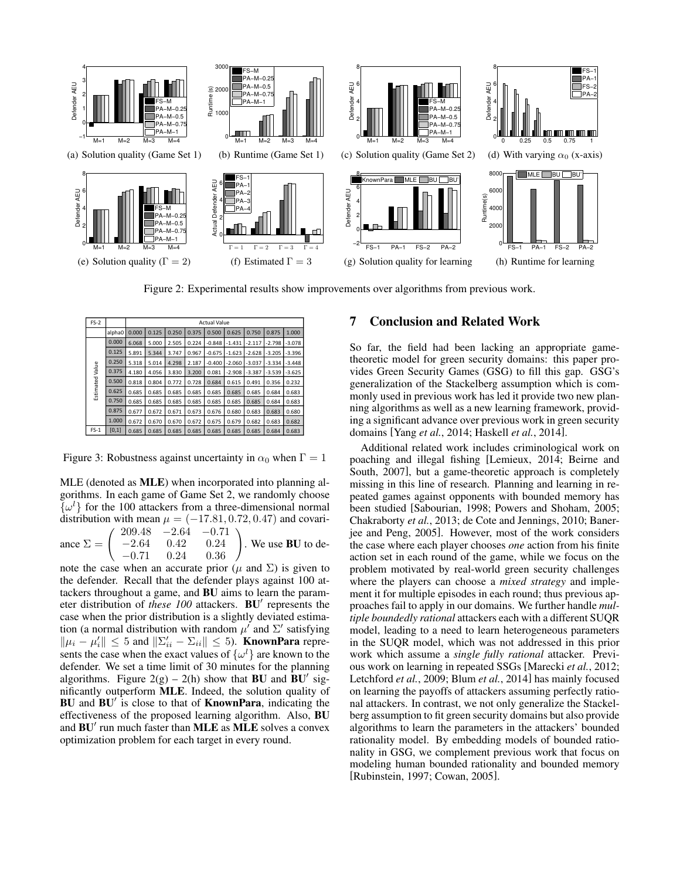(a) Solution quality (Game Set 1)

(b) Runtime (Game Set 1)

(c) Solution quality (Game Set 2)

(d) With varying $\alpha_0$ (x-axis)

(e) Solution quality ($\Gamma = 2$)

(f) Estimated $\Gamma = 3$

(g) Solution quality for learning

(h) Runtime for learning

Figure 2: Experimental results show improvements over algorithms from previous work.

| FS-2 | | Actual Value | | | | | | | | |
|---|---|---|---|---|---|---|---|---|---|---|
| | alpha0 | 0.000 | 0.125 | 0.250 | 0.375 | 0.500 | 0.625 | 0.750 | 0.875 | 1.000 |
| Estimated Value | 0.000 | 6.068 | 5.000 | 2.505 | 0.224 | -0.848 | -1.431 | -2.117 | -2.798 | -3.078 |
| | 0.125 | 5.891 | 5.344 | 3.747 | 0.967 | -0.675 | -1.623 | -2.628 | -3.205 | -3.396 |
| | 0.250 | 5.318 | 5.014 | 4.298 | 2.187 | -0.400 | -2.060 | -3.037 | -3.334 | -3.448 |
| | 0.375 | 4.180 | 4.056 | 3.830 | 3.200 | 0.081 | -2.908 | -3.387 | -3.539 | -3.625 |
| | 0.500 | 0.818 | 0.804 | 0.772 | 0.728 | 0.684 | 0.615 | 0.491 | 0.356 | 0.232 |
| | 0.625 | 0.685 | 0.685 | 0.685 | 0.685 | 0.685 | 0.685 | 0.685 | 0.684 | 0.683 |
| | 0.750 | 0.685 | 0.685 | 0.685 | 0.685 | 0.685 | 0.685 | 0.685 | 0.684 | 0.683 |
| | 0.875 | 0.677 | 0.672 | 0.671 | 0.673 | 0.676 | 0.680 | 0.683 | 0.683 | 0.680 |
| | 1.000 | 0.672 | 0.670 | 0.670 | 0.672 | 0.675 | 0.679 | 0.682 | 0.683 | 0.682 |
| FS-1 | [0,1] | 0.685 | 0.685 | 0.685 | 0.685 | 0.685 | 0.685 | 0.685 | 0.684 | 0.683 |

Figure 3: Robustness against uncertainty in $\alpha_0$ when $\Gamma = 1$

MLE (denoted as **MLE**) when incorporated into planning algorithms. In each game of Game Set 2, we randomly choose $\{\omega^l\}$ for the 100 attackers from a three-dimensional normal distribution with mean $\mu = (-17.81, 0.72, 0.47)$ and covariance $\Sigma = \begin{pmatrix} 209.48 & -2.64 & -0.71 \\ -2.64 & 0.42 & 0.24 \\ -0.71 & 0.24 & 0.36 \end{pmatrix}$. We use **BU** to denote the case when an accurate prior ($\mu$ and $\Sigma$) is given to the defender. Recall that the defender plays against 100 attackers throughout a game, and **BU** aims to learn the parameter distribution of *these 100* attackers. **BU**$'$ represents the case when the prior distribution is a slightly deviated estimation (a normal distribution with random $\mu'$ and $\Sigma'$ satisfying $\|\mu_i - \mu_i'\| \leq 5$ and $\|\Sigma_{ii}' - \Sigma_{ii}\| \leq 5$). **KnownPara** represents the case when the exact values of $\{\omega^l\}$ are known to the defender. We set a time limit of 30 minutes for the planning algorithms. Figure 2(g) – 2(h) show that **BU** and **BU**$'$ significantly outperform **MLE**. Indeed, the solution quality of **BU** and **BU**$'$ is close to that of **KnownPara**, indicating the effectiveness of the proposed learning algorithm. Also, **BU** and **BU**$'$ run much faster than **MLE** as **MLE** solves a convex optimization problem for each target in every round.

## 7 Conclusion and Related Work

So far, the field had been lacking an appropriate game-theoretic model for green security domains: this paper provides Green Security Games (GSG) to fill this gap. GSG's generalization of the Stackelberg assumption which is commonly used in previous work has led it provide two new planning algorithms as well as a new learning framework, providing a significant advance over previous work in green security domains [Yang *et al.*, 2014; Haskell *et al.*, 2014].

Additional related work includes criminological work on poaching and illegal fishing [Lemieux, 2014; Beirne and South, 2007], but a game-theoretic approach is completely missing in this line of research. Planning and learning in repeated games against opponents with bounded memory has been studied [Sabourian, 1998; Powers and Shoham, 2005; Chakraborty *et al.*, 2013; de Cote and Jennings, 2010; Banerjee and Peng, 2005]. However, most of the work considers the case where each player chooses *one* action from his finite action set in each round of the game, while we focus on the problem motivated by real-world green security challenges where the players can choose a *mixed strategy* and implement it for multiple episodes in each round; thus previous approaches fail to apply in our domains. We further handle *multiple boundedly rational* attackers each with a different SUQR model, leading to a need to learn heterogeneous parameters in the SUQR model, which was not addressed in this prior work which assume a *single fully rational* attacker. Previous work on learning in repeated SSGs [Marecki *et al.*, 2012; Letchford *et al.*, 2009; Blum *et al.*, 2014] has mainly focused on learning the payoffs of attackers assuming perfectly rational attackers. In contrast, we not only generalize the Stackelberg assumption to fit green security domains but also provide algorithms to learn the parameters in the attackers' bounded rationality model. By embedding models of bounded rationality in GSG, we complement previous work that focus on modeling human bounded rationality and bounded memory [Rubinstein, 1997; Cowan, 2005].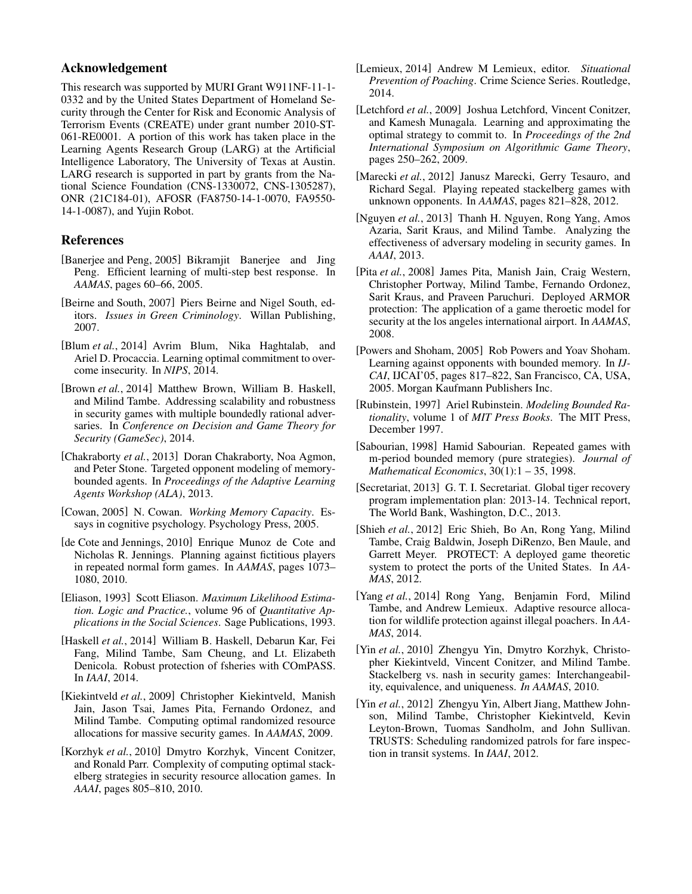## Acknowledgement

This research was supported by MURI Grant W911NF-11-1-0332 and by the United States Department of Homeland Security through the Center for Risk and Economic Analysis of Terrorism Events (CREATE) under grant number 2010-ST-061-RE0001. A portion of this work has taken place in the Learning Agents Research Group (LARG) at the Artificial Intelligence Laboratory, The University of Texas at Austin. LARG research is supported in part by grants from the National Science Foundation (CNS-1330072, CNS-1305287), ONR (21C184-01), AFOSR (FA8750-14-1-0070, FA9550-14-1-0087), and Yujin Robot.

## References

[Banerjee and Peng, 2005] Bikramjit Banerjee and Jing Peng. Efficient learning of multi-step best response. In *AAMAS*, pages 60–66, 2005.

[Beirne and South, 2007] Piers Beirne and Nigel South, editors. *Issues in Green Criminology*. Willan Publishing, 2007.

[Blum *et al.*, 2014] Avrim Blum, Nika Haghtalab, and Ariel D. Procaccia. Learning optimal commitment to overcome insecurity. In *NIPS*, 2014.

[Brown *et al.*, 2014] Matthew Brown, William B. Haskell, and Milind Tambe. Addressing scalability and robustness in security games with multiple boundedly rational adversaries. In *Conference on Decision and Game Theory for Security (GameSec)*, 2014.

[Chakraborty *et al.*, 2013] Doran Chakraborty, Noa Agmon, and Peter Stone. Targeted opponent modeling of memory-bounded agents. In *Proceedings of the Adaptive Learning Agents Workshop (ALA)*, 2013.

[Cowan, 2005] N. Cowan. *Working Memory Capacity*. Essays in cognitive psychology. Psychology Press, 2005.

[de Cote and Jennings, 2010] Enrique Munoz de Cote and Nicholas R. Jennings. Planning against fictitious players in repeated normal form games. In *AAMAS*, pages 1073–1080, 2010.

[Eliason, 1993] Scott Eliason. *Maximum Likelihood Estimation. Logic and Practice.*, volume 96 of *Quantitative Applications in the Social Sciences*. Sage Publications, 1993.

[Haskell *et al.*, 2014] William B. Haskell, Debarun Kar, Fei Fang, Milind Tambe, Sam Cheung, and Lt. Elizabeth Denicola. Robust protection of fsheries with COmPASS. In *IAAI*, 2014.

[Kiekintveld *et al.*, 2009] Christopher Kiekintveld, Manish Jain, Jason Tsai, James Pita, Fernando Ordonez, and Milind Tambe. Computing optimal randomized resource allocations for massive security games. In *AAMAS*, 2009.

[Korzhyk *et al.*, 2010] Dmytro Korzhyk, Vincent Conitzer, and Ronald Parr. Complexity of computing optimal stackelberg strategies in security resource allocation games. In *AAAI*, pages 805–810, 2010.

[Lemieux, 2014] Andrew M Lemieux, editor. *Situational Prevention of Poaching*. Crime Science Series. Routledge, 2014.

[Letchford *et al.*, 2009] Joshua Letchford, Vincent Conitzer, and Kamesh Munagala. Learning and approximating the optimal strategy to commit to. In *Proceedings of the 2nd International Symposium on Algorithmic Game Theory*, pages 250–262, 2009.

[Marecki *et al.*, 2012] Janusz Marecki, Gerry Tesauro, and Richard Segal. Playing repeated stackelberg games with unknown opponents. In *AAMAS*, pages 821–828, 2012.

[Nguyen *et al.*, 2013] Thanh H. Nguyen, Rong Yang, Amos Azaria, Sarit Kraus, and Milind Tambe. Analyzing the effectiveness of adversary modeling in security games. In *AAAI*, 2013.

[Pita *et al.*, 2008] James Pita, Manish Jain, Craig Western, Christopher Portway, Milind Tambe, Fernando Ordonez, Sarit Kraus, and Praveen Paruchuri. Deployed ARMOR protection: The application of a game theroetic model for security at the los angeles international airport. In *AAMAS*, 2008.

[Powers and Shoham, 2005] Rob Powers and Yoav Shoham. Learning against opponents with bounded memory. In *IJCAI*, IJCAI'05, pages 817–822, San Francisco, CA, USA, 2005. Morgan Kaufmann Publishers Inc.

[Rubinstein, 1997] Ariel Rubinstein. *Modeling Bounded Rationality*, volume 1 of *MIT Press Books*. The MIT Press, December 1997.

[Sabourian, 1998] Hamid Sabourian. Repeated games with m-period bounded memory (pure strategies). *Journal of Mathematical Economics*, 30(1):1 – 35, 1998.

[Secretariat, 2013] G. T. I. Secretariat. Global tiger recovery program implementation plan: 2013-14. Technical report, The World Bank, Washington, D.C., 2013.

[Shieh *et al.*, 2012] Eric Shieh, Bo An, Rong Yang, Milind Tambe, Craig Baldwin, Joseph DiRenzo, Ben Maule, and Garrett Meyer. PROTECT: A deployed game theoretic system to protect the ports of the United States. In *AAMAS*, 2012.

[Yang *et al.*, 2014] Rong Yang, Benjamin Ford, Milind Tambe, and Andrew Lemieux. Adaptive resource allocation for wildlife protection against illegal poachers. In *AAMAS*, 2014.

[Yin *et al.*, 2010] Zhengyu Yin, Dmytro Korzhyk, Christopher Kiekintveld, Vincent Conitzer, and Milind Tambe. Stackelberg vs. nash in security games: Interchangeability, equivalence, and uniqueness. *In AAMAS*, 2010.

[Yin *et al.*, 2012] Zhengyu Yin, Albert Jiang, Matthew Johnson, Milind Tambe, Christopher Kiekintveld, Kevin Leyton-Brown, Tuomas Sandholm, and John Sullivan. TRUSTS: Scheduling randomized patrols for fare inspection in transit systems. In *IAAI*, 2012.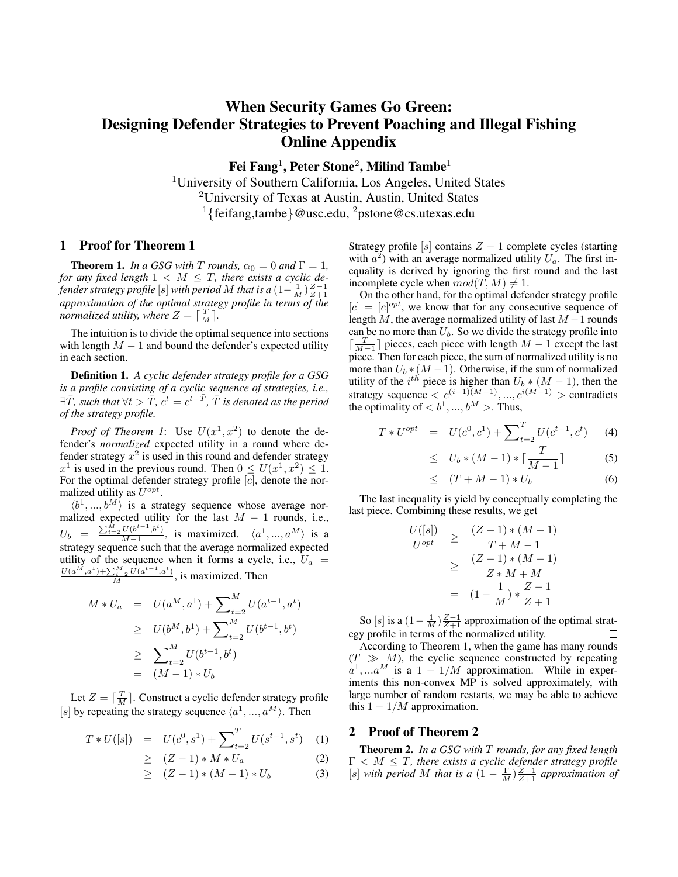# When Security Games Go Green: Designing Defender Strategies to Prevent Poaching and Illegal Fishing Online Appendix

**Fei Fang**[1], **Peter Stone**[2], **Milind Tambe**[1]

[1]University of Southern California, Los Angeles, United States
[2]University of Texas at Austin, Austin, United States
[1]{feifang,tambe}@usc.edu, [2]pstone@cs.utexas.edu

## 1 Proof for Theorem 1

**Theorem 1.** *In a GSG with $T$ rounds, $\alpha_0 = 0$ and $\Gamma = 1$, for any fixed length $1 < M \leq T$, there exists a cyclic defender strategy profile $[s]$ with period $M$ that is a $(1-\frac{1}{M})\frac{Z-1}{Z+1}$ approximation of the optimal strategy profile in terms of the normalized utility, where $Z = \lceil \frac{T}{M} \rceil$.*

The intuition is to divide the optimal sequence into sections with length $M - 1$ and bound the defender's expected utility in each section.

**Definition 1.** *A cyclic defender strategy profile for a GSG is a profile consisting of a cyclic sequence of strategies, i.e., $\exists \bar{T}$, such that $\forall t > \bar{T}$, $c^t = c^{t-\bar{T}}$, $\bar{T}$ is denoted as the period of the strategy profile.*

*Proof of Theorem 1*: Use $U(x^1, x^2)$ to denote the defender's *normalized* expected utility in a round where defender strategy $x^2$ is used in this round and defender strategy $x^1$ is used in the previous round. Then $0 \leq U(x^1, x^2) \leq 1$. For the optimal defender strategy profile $[c]$, denote the normalized utility as $U^{opt}$.

$\langle b^1, ..., b^M \rangle$ is a strategy sequence whose average normalized expected utility for the last $M - 1$ rounds, i.e., $U_b = \frac{\sum_{t=2}^{M} U(b^{t-1}, b^t)}{M-1}$, is maximized. $\langle a^1, ..., a^M \rangle$ is a strategy sequence such that the average normalized expected utility of the sequence when it forms a cycle, i.e., $U_a = \frac{U(a^M, a^1) + \sum_{t=2}^{M} U(a^{t-1}, a^t)}{M}$, is maximized. Then

$$
\begin{aligned}
M * U_a &= U(a^M, a^1) + \sum_{t=2}^{M} U(a^{t-1}, a^t) \\
&\geq U(b^M, b^1) + \sum_{t=2}^{M} U(b^{t-1}, b^t) \\
&\geq \sum_{t=2}^{M} U(b^{t-1}, b^t) \\
&= (M-1) * U_b
\end{aligned}
$$

Let $Z = \lceil \frac{T}{M} \rceil$. Construct a cyclic defender strategy profile $[s]$ by repeating the strategy sequence $\langle a^1, ..., a^M \rangle$. Then

$$
\begin{aligned}
T * U([s]) &= U(c^0, s^1) + \sum_{t=2}^{T} U(s^{t-1}, s^t) & (1)\\
&\geq (Z-1) * M * U_a & (2)\\
&\geq (Z-1) * (M-1) * U_b & (3)
\end{aligned}
$$

Strategy profile $[s]$ contains $Z - 1$ complete cycles (starting with $a^2$) with an average normalized utility $U_a$. The first inequality is derived by ignoring the first round and the last incomplete cycle when $mod(T, M) \neq 1$.

On the other hand, for the optimal defender strategy profile $[c] = [c]^{opt}$, we know that for any consecutive sequence of length $M$, the average normalized utility of last $M-1$ rounds can be no more than $U_b$. So we divide the strategy profile into $\lceil \frac{T}{M-1} \rceil$ pieces, each piece with length $M - 1$ except the last piece. Then for each piece, the sum of normalized utility is no more than $U_b * (M - 1)$. Otherwise, if the sum of normalized utility of the $i^{th}$ piece is higher than $U_b * (M - 1)$, then the strategy sequence $< c^{(i-1)(M-1)}, ..., c^{i(M-1)} >$ contradicts the optimality of $< b^1, ..., b^M >$. Thus,

$$
\begin{aligned}
T * U^{opt} &= U(c^0, c^1) + \sum_{t=2}^{T} U(c^{t-1}, c^t) & (4)\\
&\leq U_b * (M-1) * \lceil \frac{T}{M-1} \rceil & (5)\\
&\leq (T + M - 1) * U_b & (6)
\end{aligned}
$$

The last inequality is yield by conceptually completing the last piece. Combining these results, we get

$$
\begin{aligned}
\frac{U([s])}{U^{opt}} &\geq \frac{(Z-1)*(M-1)}{T+M-1} \\
&\geq \frac{(Z-1)*(M-1)}{Z*M+M} \\
&= (1 - \frac{1}{M}) * \frac{Z-1}{Z+1}
\end{aligned}
$$

So $[s]$ is a $(1 - \frac{1}{M})\frac{Z-1}{Z+1}$ approximation of the optimal strategy profile in terms of the normalized utility. □

According to Theorem 1, when the game has many rounds ($T \gg M$), the cyclic sequence constructed by repeating $a^1, ...a^M$ is a $1 - 1/M$ approximation. While in experiments this non-convex MP is solved approximately, with large number of random restarts, we may be able to achieve this $1 - 1/M$ approximation.

## 2 Proof of Theorem 2

**Theorem 2.** *In a GSG with $T$ rounds, for any fixed length $\Gamma < M \leq T$, there exists a cyclic defender strategy profile $[s]$ with period $M$ that is a $(1 - \frac{\Gamma}{M})\frac{Z-1}{Z+1}$ approximation of*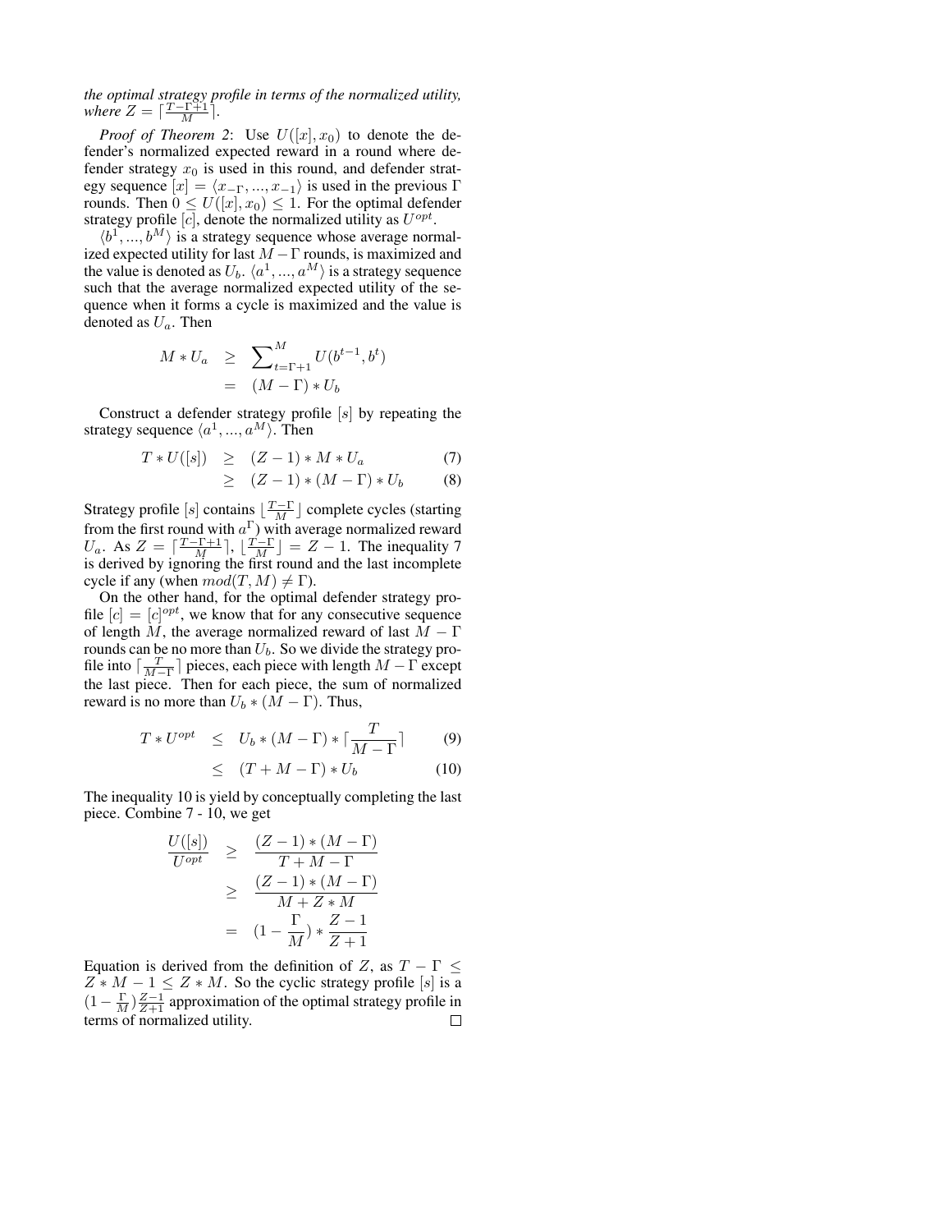*the optimal strategy profile in terms of the normalized utility, where $Z = \lceil \frac{T-\Gamma+1}{M} \rceil$.*

*Proof of Theorem 2*: Use $U([x], x_0)$ to denote the defender's normalized expected reward in a round where defender strategy $x_0$ is used in this round, and defender strategy sequence $[x] = \langle x_{-\Gamma}, ..., x_{-1} \rangle$ is used in the previous $\Gamma$ rounds. Then $0 \leq U([x], x_0) \leq 1$. For the optimal defender strategy profile $[c]$, denote the normalized utility as $U^{opt}$.

$\langle b^1, ..., b^M \rangle$ is a strategy sequence whose average normalized expected utility for last $M - \Gamma$ rounds, is maximized and the value is denoted as $U_b$. $\langle a^1, ..., a^M \rangle$ is a strategy sequence such that the average normalized expected utility of the sequence when it forms a cycle is maximized and the value is denoted as $U_a$. Then

$$
\begin{aligned}
M * U_a &\geq \sum\nolimits_{t=\Gamma+1}^{M} U(b^{t-1}, b^t) \\
&= (M - \Gamma) * U_b
\end{aligned}
$$

Construct a defender strategy profile $[s]$ by repeating the strategy sequence $\langle a^1, ..., a^M \rangle$. Then

$$
\begin{aligned}
T * U([s]) &\geq (Z - 1) * M * U_a \qquad (7) \\
&\geq (Z - 1) * (M - \Gamma) * U_b \qquad (8)
\end{aligned}
$$

Strategy profile $[s]$ contains $\lfloor \frac{T-\Gamma}{M} \rfloor$ complete cycles (starting from the first round with $a^\Gamma$) with average normalized reward $U_a$. As $Z = \lceil \frac{T-\Gamma+1}{M} \rceil$, $\lfloor \frac{T-\Gamma}{M} \rfloor = Z - 1$. The inequality 7 is derived by ignoring the first round and the last incomplete cycle if any (when $mod(T, M) \neq \Gamma$).

On the other hand, for the optimal defender strategy profile $[c] = [c]^{opt}$, we know that for any consecutive sequence of length $M$, the average normalized reward of last $M - \Gamma$ rounds can be no more than $U_b$. So we divide the strategy profile into $\lceil \frac{T}{M-\Gamma} \rceil$ pieces, each piece with length $M - \Gamma$ except the last piece. Then for each piece, the sum of normalized reward is no more than $U_b * (M - \Gamma)$. Thus,

$$
\begin{aligned}
T * U^{opt} &\leq U_b * (M - \Gamma) * \lceil \frac{T}{M - \Gamma} \rceil \qquad (9) \\
&\leq (T + M - \Gamma) * U_b \qquad (10)
\end{aligned}
$$

The inequality 10 is yield by conceptually completing the last piece. Combine 7 - 10, we get

$$
\begin{aligned}
\frac{U([s])}{U^{opt}} &\geq \frac{(Z - 1) * (M - \Gamma)}{T + M - \Gamma} \\
&\geq \frac{(Z - 1) * (M - \Gamma)}{M + Z * M} \\
&= (1 - \frac{\Gamma}{M}) * \frac{Z - 1}{Z + 1}
\end{aligned}
$$

Equation is derived from the definition of $Z$, as $T - \Gamma \leq Z * M - 1 \leq Z * M$. So the cyclic strategy profile $[s]$ is a $(1 - \frac{\Gamma}{M}) \frac{Z-1}{Z+1}$ approximation of the optimal strategy profile in terms of normalized utility. □